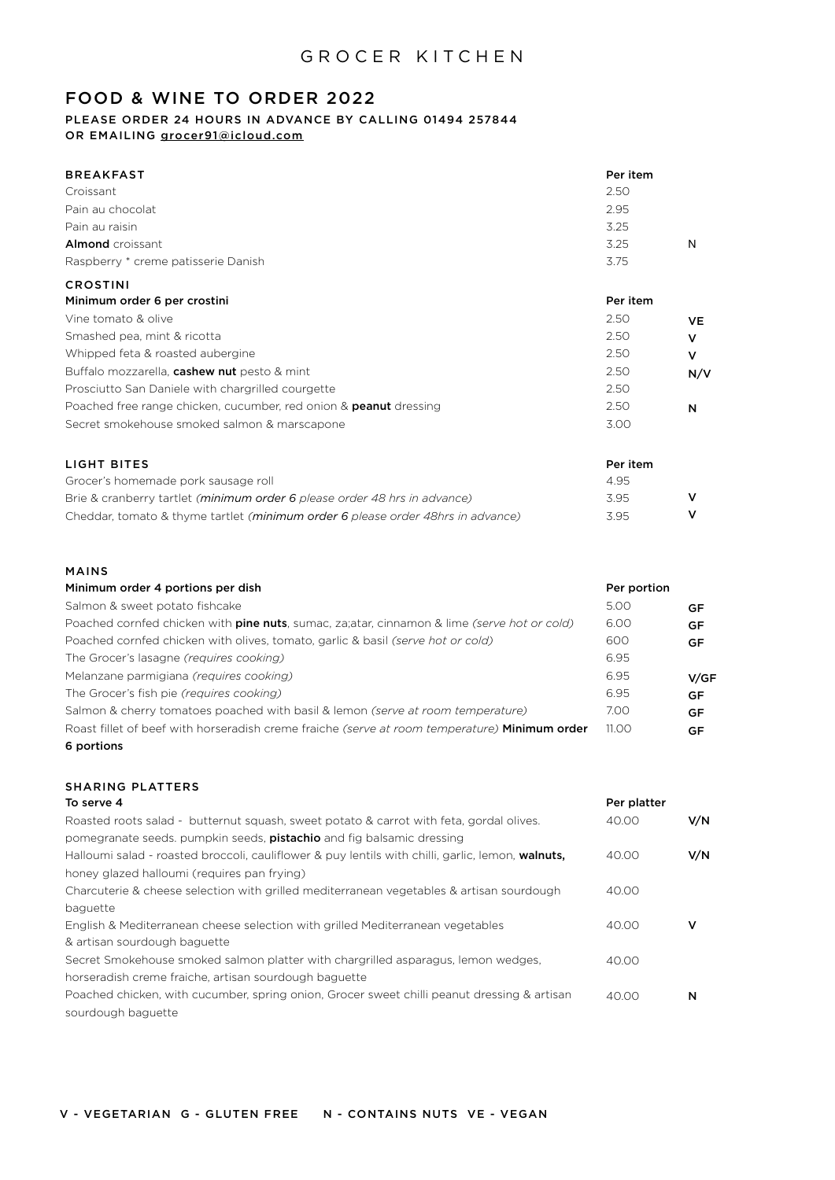# GROCER KITCHEN

## FOOD & WINE TO ORDER 2022

**PLEASE ORDER 24 HOURS IN ADVANCE BY CALLING 01494 257844 OR EMAILING grocer91@icloud.com**

| BREAKFAST | Per item | |
|---|---|---|
| Croissant | 2.50 | |
| Pain au chocolat | 2.95 | |
| Pain au raisin | 3.25 | |
| **Almond** croissant | 3.25 | N |
| Raspberry * creme patisserie Danish | 3.75 | |

| CROSTINI | | |
|---|---|---|
| **Minimum order 6 per crostini** | **Per item** | |
| Vine tomato & olive | 2.50 | VE |
| Smashed pea, mint & ricotta | 2.50 | V |
| Whipped feta & roasted aubergine | 2.50 | V |
| Buffalo mozzarella, **cashew nut** pesto & mint | 2.50 | N/V |
| Prosciutto San Daniele with chargrilled courgette | 2.50 | |
| Poached free range chicken, cucumber, red onion & **peanut** dressing | 2.50 | N |
| Secret smokehouse smoked salmon & marscapone | 3.00 | |

| LIGHT BITES | Per item | |
|---|---|---|
| Grocer's homemade pork sausage roll | 4.95 | |
| Brie & cranberry tartlet *(**minimum order 6** please order 48 hrs in advance)* | 3.95 | V |
| Cheddar, tomato & thyme tartlet *(**minimum order 6** please order 48hrs in advance)* | 3.95 | V |

| MAINS | | |
|---|---|---|
| **Minimum order 4 portions per dish** | **Per portion** | |
| Salmon & sweet potato fishcake | 5.00 | GF |
| Poached cornfed chicken with **pine nuts**, sumac, za;atar, cinnamon & lime *(serve hot or cold)* | 6.00 | GF |
| Poached cornfed chicken with olives, tomato, garlic & basil *(serve hot or cold)* | 600 | GF |
| The Grocer's lasagne *(requires cooking)* | 6.95 | |
| Melanzane parmigiana *(requires cooking)* | 6.95 | V/GF |
| The Grocer's fish pie *(requires cooking)* | 6.95 | GF |
| Salmon & cherry tomatoes poached with basil & lemon *(serve at room temperature)* | 7.00 | GF |
| Roast fillet of beef with horseradish creme fraiche *(serve at room temperature)* **Minimum order 6 portions** | 11.00 | GF |

| SHARING PLATTERS | | |
|---|---|---|
| **To serve 4** | **Per platter** | |
| Roasted roots salad - butternut squash, sweet potato & carrot with feta, gordal olives. pomegranate seeds. pumpkin seeds, **pistachio** and fig balsamic dressing | 40.00 | V/N |
| Halloumi salad - roasted broccoli, cauliflower & puy lentils with chilli, garlic, lemon, **walnuts,** honey glazed halloumi (requires pan frying) | 40.00 | V/N |
| Charcuterie & cheese selection with grilled mediterranean vegetables & artisan sourdough baguette | 40.00 | |
| English & Mediterranean cheese selection with grilled Mediterranean vegetables & artisan sourdough baguette | 40.00 | V |
| Secret Smokehouse smoked salmon platter with chargrilled asparagus, lemon wedges, horseradish creme fraiche, artisan sourdough baguette | 40.00 | |
| Poached chicken, with cucumber, spring onion, Grocer sweet chilli peanut dressing & artisan sourdough baguette | 40.00 | N |

V - VEGETARIAN G - GLUTEN FREE N - CONTAINS NUTS VE - VEGAN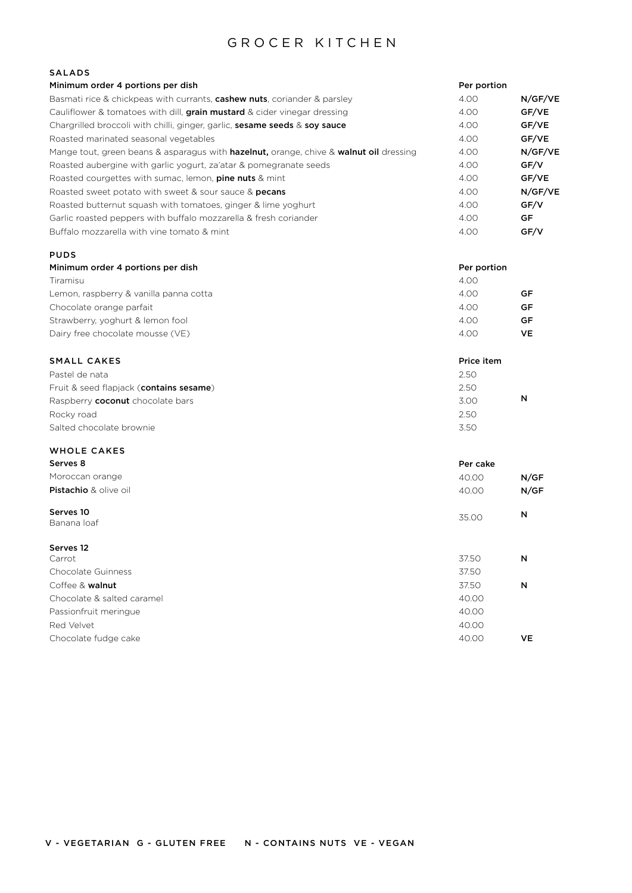# GROCER KITCHEN

## SALADS

| Minimum order 4 portions per dish | Per portion | |
|---|---|---|
| Basmati rice & chickpeas with currants, **cashew nuts**, coriander & parsley | 4.00 | N/GF/VE |
| Cauliflower & tomatoes with dill, **grain mustard** & cider vinegar dressing | 4.00 | GF/VE |
| Chargrilled broccoli with chilli, ginger, garlic, **sesame seeds** & **soy sauce** | 4.00 | GF/VE |
| Roasted marinated seasonal vegetables | 4.00 | GF/VE |
| Mange tout, green beans & asparagus with **hazelnut,** orange, chive & **walnut oil** dressing | 4.00 | N/GF/VE |
| Roasted aubergine with garlic yogurt, za'atar & pomegranate seeds | 4.00 | GF/V |
| Roasted courgettes with sumac, lemon, **pine nuts** & mint | 4.00 | GF/VE |
| Roasted sweet potato with sweet & sour sauce & **pecans** | 4.00 | N/GF/VE |
| Roasted butternut squash with tomatoes, ginger & lime yoghurt | 4.00 | GF/V |
| Garlic roasted peppers with buffalo mozzarella & fresh coriander | 4.00 | GF |
| Buffalo mozzarella with vine tomato & mint | 4.00 | GF/V |

## PUDS

| Minimum order 4 portions per dish | Per portion | |
|---|---|---|
| Tiramisu | 4.00 | |
| Lemon, raspberry & vanilla panna cotta | 4.00 | GF |
| Chocolate orange parfait | 4.00 | GF |
| Strawberry, yoghurt & lemon fool | 4.00 | GF |
| Dairy free chocolate mousse (VE) | 4.00 | VE |

## SMALL CAKES

| | Price item | |
|---|---|---|
| Pastel de nata | 2.50 | |
| Fruit & seed flapjack (**contains sesame**) | 2.50 | |
| Raspberry **coconut** chocolate bars | 3.00 | N |
| Rocky road | 2.50 | |
| Salted chocolate brownie | 3.50 | |

## WHOLE CAKES

| Serves 8 | Per cake | |
|---|---|---|
| Moroccan orange | 40.00 | N/GF |
| **Pistachio** & olive oil | 40.00 | N/GF |
| **Serves 10** | | |
| Banana loaf | 35.00 | N |
| **Serves 12** | | |
| Carrot | 37.50 | N |
| Chocolate Guinness | 37.50 | |
| Coffee & **walnut** | 37.50 | N |
| Chocolate & salted caramel | 40.00 | |
| Passionfruit meringue | 40.00 | |
| Red Velvet | 40.00 | |
| Chocolate fudge cake | 40.00 | VE |

V - VEGETARIAN G - GLUTEN FREE N - CONTAINS NUTS VE - VEGAN